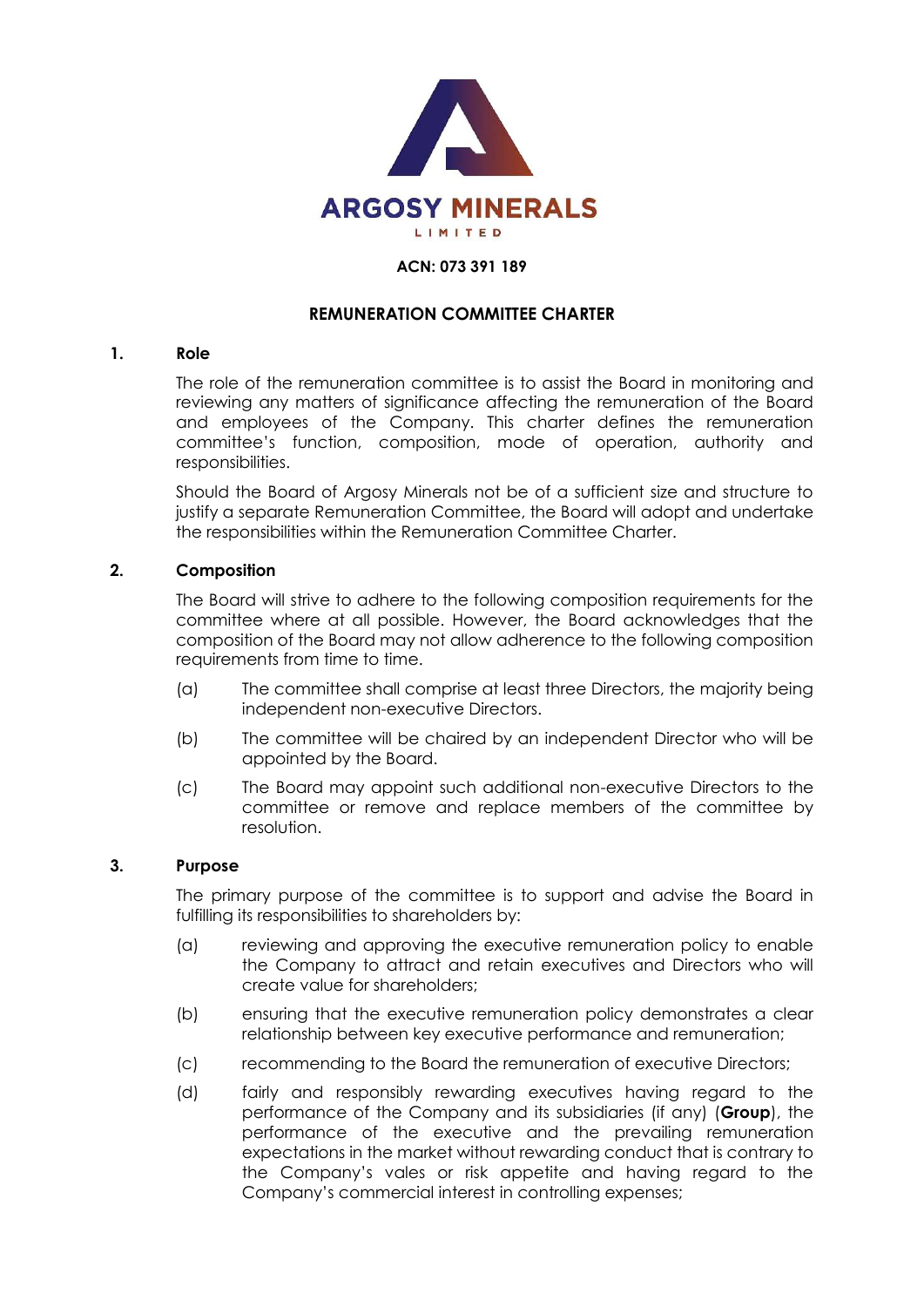**ARGOSY MINERALS**

LIMITED

**ACN: 073 391 189**

# REMUNERATION COMMITTEE CHARTER

## 1. Role

The role of the remuneration committee is to assist the Board in monitoring and reviewing any matters of significance affecting the remuneration of the Board and employees of the Company. This charter defines the remuneration committee's function, composition, mode of operation, authority and responsibilities.

Should the Board of Argosy Minerals not be of a sufficient size and structure to justify a separate Remuneration Committee, the Board will adopt and undertake the responsibilities within the Remuneration Committee Charter.

## 2. Composition

The Board will strive to adhere to the following composition requirements for the committee where at all possible. However, the Board acknowledges that the composition of the Board may not allow adherence to the following composition requirements from time to time.

(a) The committee shall comprise at least three Directors, the majority being independent non-executive Directors.

(b) The committee will be chaired by an independent Director who will be appointed by the Board.

(c) The Board may appoint such additional non-executive Directors to the committee or remove and replace members of the committee by resolution.

## 3. Purpose

The primary purpose of the committee is to support and advise the Board in fulfilling its responsibilities to shareholders by:

(a) reviewing and approving the executive remuneration policy to enable the Company to attract and retain executives and Directors who will create value for shareholders;

(b) ensuring that the executive remuneration policy demonstrates a clear relationship between key executive performance and remuneration;

(c) recommending to the Board the remuneration of executive Directors;

(d) fairly and responsibly rewarding executives having regard to the performance of the Company and its subsidiaries (if any) (**Group**), the performance of the executive and the prevailing remuneration expectations in the market without rewarding conduct that is contrary to the Company's vales or risk appetite and having regard to the Company's commercial interest in controlling expenses;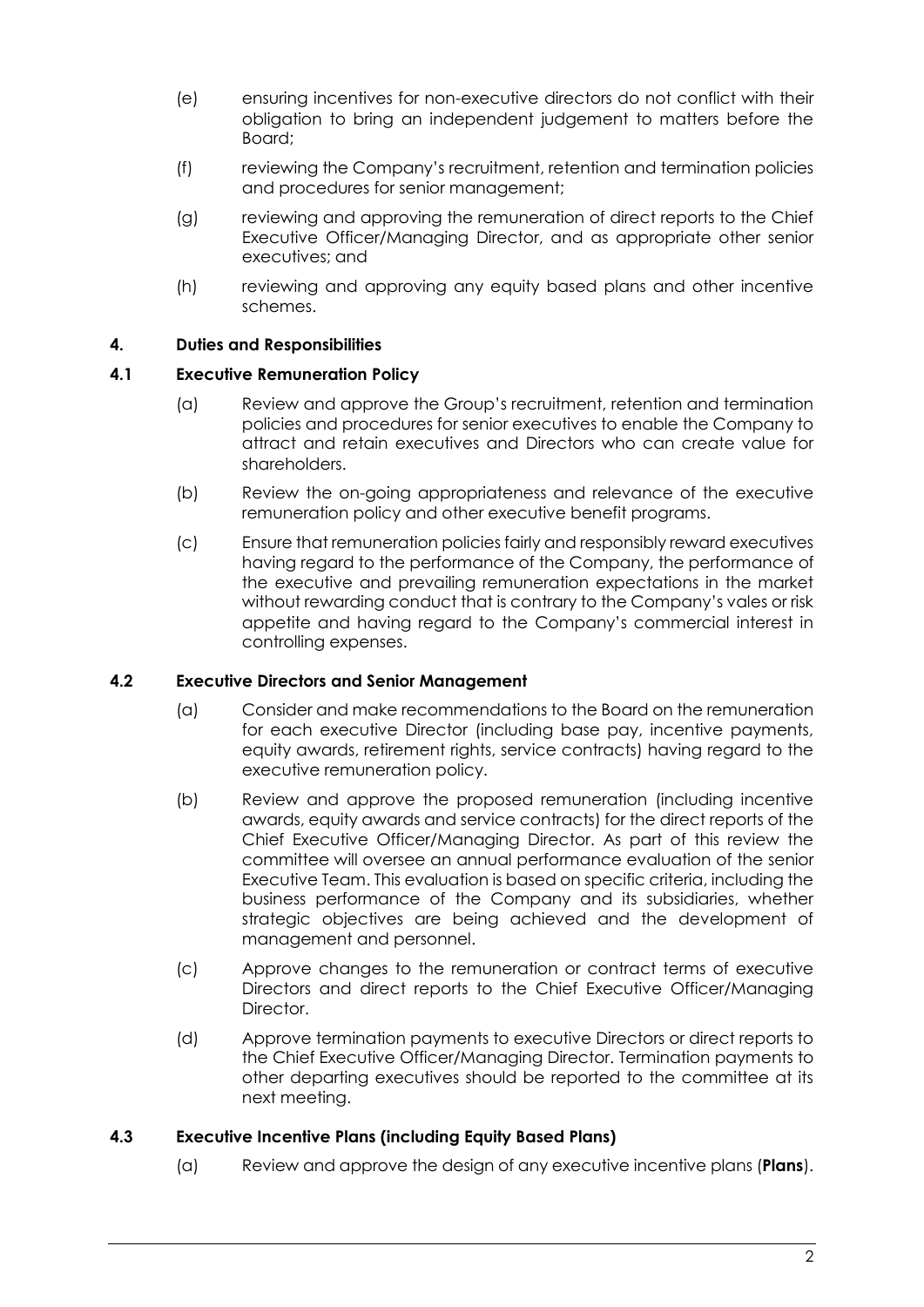(e) ensuring incentives for non-executive directors do not conflict with their obligation to bring an independent judgement to matters before the Board;

(f) reviewing the Company's recruitment, retention and termination policies and procedures for senior management;

(g) reviewing and approving the remuneration of direct reports to the Chief Executive Officer/Managing Director, and as appropriate other senior executives; and

(h) reviewing and approving any equity based plans and other incentive schemes.

## 4. Duties and Responsibilities

### 4.1 Executive Remuneration Policy

(a) Review and approve the Group's recruitment, retention and termination policies and procedures for senior executives to enable the Company to attract and retain executives and Directors who can create value for shareholders.

(b) Review the on-going appropriateness and relevance of the executive remuneration policy and other executive benefit programs.

(c) Ensure that remuneration policies fairly and responsibly reward executives having regard to the performance of the Company, the performance of the executive and prevailing remuneration expectations in the market without rewarding conduct that is contrary to the Company's vales or risk appetite and having regard to the Company's commercial interest in controlling expenses.

### 4.2 Executive Directors and Senior Management

(a) Consider and make recommendations to the Board on the remuneration for each executive Director (including base pay, incentive payments, equity awards, retirement rights, service contracts) having regard to the executive remuneration policy.

(b) Review and approve the proposed remuneration (including incentive awards, equity awards and service contracts) for the direct reports of the Chief Executive Officer/Managing Director. As part of this review the committee will oversee an annual performance evaluation of the senior Executive Team. This evaluation is based on specific criteria, including the business performance of the Company and its subsidiaries, whether strategic objectives are being achieved and the development of management and personnel.

(c) Approve changes to the remuneration or contract terms of executive Directors and direct reports to the Chief Executive Officer/Managing Director.

(d) Approve termination payments to executive Directors or direct reports to the Chief Executive Officer/Managing Director. Termination payments to other departing executives should be reported to the committee at its next meeting.

### 4.3 Executive Incentive Plans (including Equity Based Plans)

(a) Review and approve the design of any executive incentive plans (**Plans**).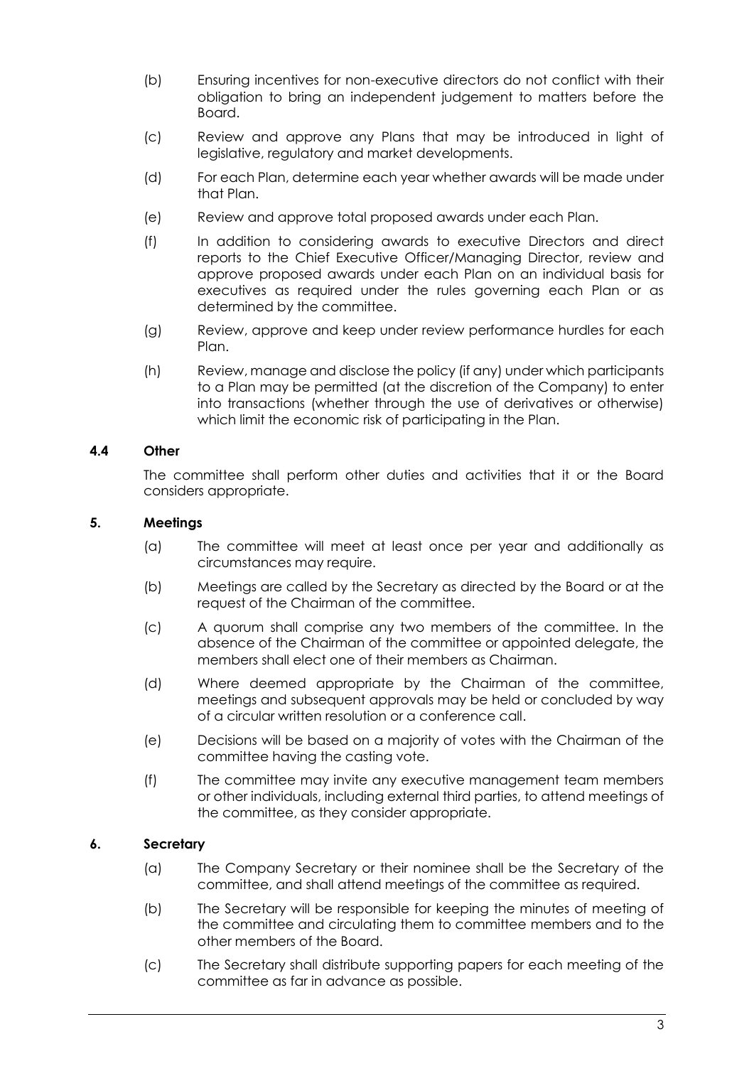(b) Ensuring incentives for non-executive directors do not conflict with their obligation to bring an independent judgement to matters before the Board.

(c) Review and approve any Plans that may be introduced in light of legislative, regulatory and market developments.

(d) For each Plan, determine each year whether awards will be made under that Plan.

(e) Review and approve total proposed awards under each Plan.

(f) In addition to considering awards to executive Directors and direct reports to the Chief Executive Officer/Managing Director, review and approve proposed awards under each Plan on an individual basis for executives as required under the rules governing each Plan or as determined by the committee.

(g) Review, approve and keep under review performance hurdles for each Plan.

(h) Review, manage and disclose the policy (if any) under which participants to a Plan may be permitted (at the discretion of the Company) to enter into transactions (whether through the use of derivatives or otherwise) which limit the economic risk of participating in the Plan.

### 4.4 Other

The committee shall perform other duties and activities that it or the Board considers appropriate.

## 5. Meetings

(a) The committee will meet at least once per year and additionally as circumstances may require.

(b) Meetings are called by the Secretary as directed by the Board or at the request of the Chairman of the committee.

(c) A quorum shall comprise any two members of the committee. In the absence of the Chairman of the committee or appointed delegate, the members shall elect one of their members as Chairman.

(d) Where deemed appropriate by the Chairman of the committee, meetings and subsequent approvals may be held or concluded by way of a circular written resolution or a conference call.

(e) Decisions will be based on a majority of votes with the Chairman of the committee having the casting vote.

(f) The committee may invite any executive management team members or other individuals, including external third parties, to attend meetings of the committee, as they consider appropriate.

## 6. Secretary

(a) The Company Secretary or their nominee shall be the Secretary of the committee, and shall attend meetings of the committee as required.

(b) The Secretary will be responsible for keeping the minutes of meeting of the committee and circulating them to committee members and to the other members of the Board.

(c) The Secretary shall distribute supporting papers for each meeting of the committee as far in advance as possible.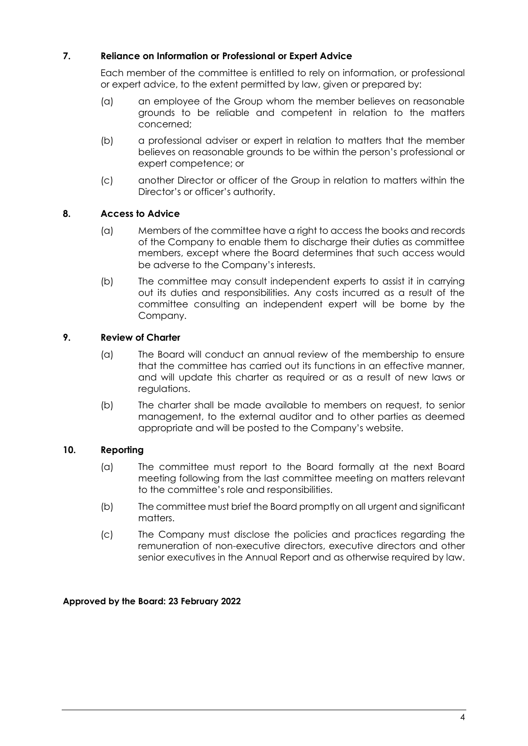## 7. Reliance on Information or Professional or Expert Advice

Each member of the committee is entitled to rely on information, or professional or expert advice, to the extent permitted by law, given or prepared by:

(a) an employee of the Group whom the member believes on reasonable grounds to be reliable and competent in relation to the matters concerned;

(b) a professional adviser or expert in relation to matters that the member believes on reasonable grounds to be within the person's professional or expert competence; or

(c) another Director or officer of the Group in relation to matters within the Director's or officer's authority.

## 8. Access to Advice

(a) Members of the committee have a right to access the books and records of the Company to enable them to discharge their duties as committee members, except where the Board determines that such access would be adverse to the Company's interests.

(b) The committee may consult independent experts to assist it in carrying out its duties and responsibilities. Any costs incurred as a result of the committee consulting an independent expert will be borne by the Company.

## 9. Review of Charter

(a) The Board will conduct an annual review of the membership to ensure that the committee has carried out its functions in an effective manner, and will update this charter as required or as a result of new laws or regulations.

(b) The charter shall be made available to members on request, to senior management, to the external auditor and to other parties as deemed appropriate and will be posted to the Company's website.

## 10. Reporting

(a) The committee must report to the Board formally at the next Board meeting following from the last committee meeting on matters relevant to the committee's role and responsibilities.

(b) The committee must brief the Board promptly on all urgent and significant matters.

(c) The Company must disclose the policies and practices regarding the remuneration of non-executive directors, executive directors and other senior executives in the Annual Report and as otherwise required by law.

**Approved by the Board: 23 February 2022**